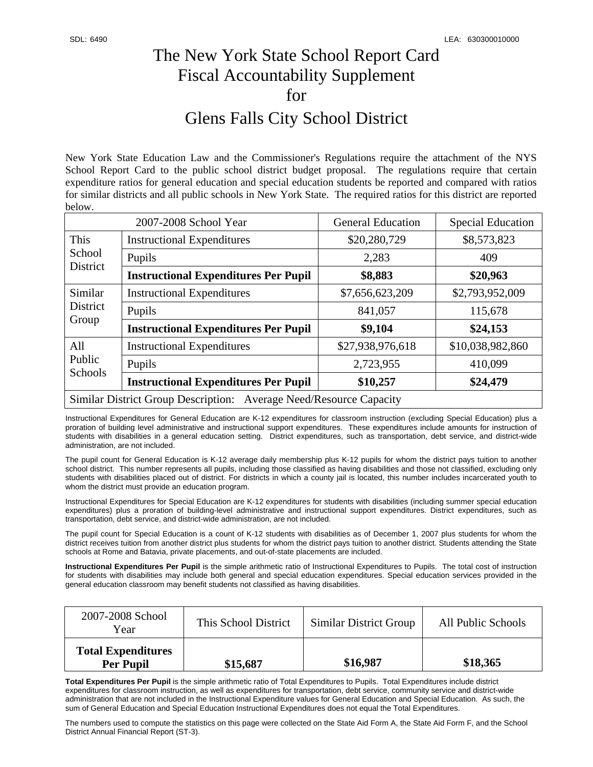SDL: 6490 LEA: 630300010000

# The New York State School Report Card Fiscal Accountability Supplement for Glens Falls City School District

New York State Education Law and the Commissioner's Regulations require the attachment of the NYS School Report Card to the public school district budget proposal. The regulations require that certain expenditure ratios for general education and special education students be reported and compared with ratios for similar districts and all public schools in New York State. The required ratios for this district are reported below.

| 2007-2008 School Year | | General Education | Special Education |
|---|---|---|---|
| This School District | Instructional Expenditures | $20,280,729 | $8,573,823 |
| | Pupils | 2,283 | 409 |
| | **Instructional Expenditures Per Pupil** | **$8,883** | **$20,963** |
| Similar District Group | Instructional Expenditures | $7,656,623,209 | $2,793,952,009 |
| | Pupils | 841,057 | 115,678 |
| | **Instructional Expenditures Per Pupil** | **$9,104** | **$24,153** |
| All Public Schools | Instructional Expenditures | $27,938,976,618 | $10,038,982,860 |
| | Pupils | 2,723,955 | 410,099 |
| | **Instructional Expenditures Per Pupil** | **$10,257** | **$24,479** |
| Similar District Group Description: Average Need/Resource Capacity | | | |

Instructional Expenditures for General Education are K-12 expenditures for classroom instruction (excluding Special Education) plus a proration of building level administrative and instructional support expenditures. These expenditures include amounts for instruction of students with disabilities in a general education setting. District expenditures, such as transportation, debt service, and district-wide administration, are not included.

The pupil count for General Education is K-12 average daily membership plus K-12 pupils for whom the district pays tuition to another school district. This number represents all pupils, including those classified as having disabilities and those not classified, excluding only students with disabilities placed out of district. For districts in which a county jail is located, this number includes incarcerated youth to whom the district must provide an education program.

Instructional Expenditures for Special Education are K-12 expenditures for students with disabilities (including summer special education expenditures) plus a proration of building-level administrative and instructional support expenditures. District expenditures, such as transportation, debt service, and district-wide administration, are not included.

The pupil count for Special Education is a count of K-12 students with disabilities as of December 1, 2007 plus students for whom the district receives tuition from another district plus students for whom the district pays tuition to another district. Students attending the State schools at Rome and Batavia, private placements, and out-of-state placements are included.

**Instructional Expenditures Per Pupil** is the simple arithmetic ratio of Instructional Expenditures to Pupils. The total cost of instruction for students with disabilities may include both general and special education expenditures. Special education services provided in the general education classroom may benefit students not classified as having disabilities.

| 2007-2008 School Year | This School District | Similar District Group | All Public Schools |
|---|---|---|---|
| **Total Expenditures Per Pupil** | **$15,687** | **$16,987** | **$18,365** |

**Total Expenditures Per Pupil** is the simple arithmetic ratio of Total Expenditures to Pupils. Total Expenditures include district expenditures for classroom instruction, as well as expenditures for transportation, debt service, community service and district-wide administration that are not included in the Instructional Expenditure values for General Education and Special Education. As such, the sum of General Education and Special Education Instructional Expenditures does not equal the Total Expenditures.

The numbers used to compute the statistics on this page were collected on the State Aid Form A, the State Aid Form F, and the School District Annual Financial Report (ST-3).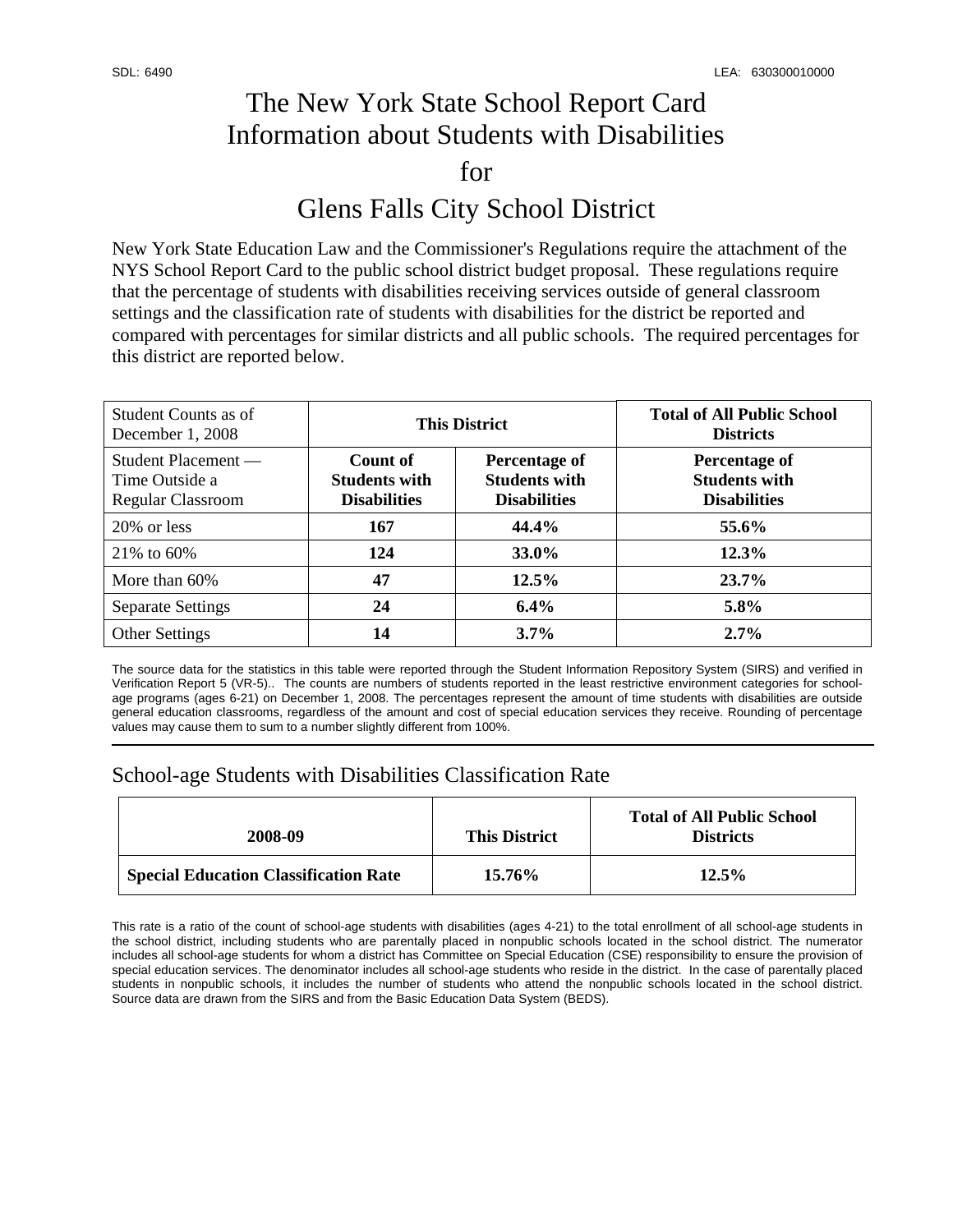SDL: 6490 LEA: 630300010000

# The New York State School Report Card Information about Students with Disabilities for Glens Falls City School District

New York State Education Law and the Commissioner's Regulations require the attachment of the NYS School Report Card to the public school district budget proposal. These regulations require that the percentage of students with disabilities receiving services outside of general classroom settings and the classification rate of students with disabilities for the district be reported and compared with percentages for similar districts and all public schools. The required percentages for this district are reported below.

| Student Counts as of December 1, 2008 | This District | | Total of All Public School Districts |
|---|---|---|---|
| Student Placement — Time Outside a Regular Classroom | **Count of Students with Disabilities** | **Percentage of Students with Disabilities** | **Percentage of Students with Disabilities** |
| 20% or less | **167** | **44.4%** | **55.6%** |
| 21% to 60% | **124** | **33.0%** | **12.3%** |
| More than 60% | **47** | **12.5%** | **23.7%** |
| Separate Settings | **24** | **6.4%** | **5.8%** |
| Other Settings | **14** | **3.7%** | **2.7%** |

The source data for the statistics in this table were reported through the Student Information Repository System (SIRS) and verified in Verification Report 5 (VR-5).. The counts are numbers of students reported in the least restrictive environment categories for school-age programs (ages 6-21) on December 1, 2008. The percentages represent the amount of time students with disabilities are outside general education classrooms, regardless of the amount and cost of special education services they receive. Rounding of percentage values may cause them to sum to a number slightly different from 100%.

## School-age Students with Disabilities Classification Rate

| 2008-09 | This District | Total of All Public School Districts |
|---|---|---|
| **Special Education Classification Rate** | **15.76%** | **12.5%** |

This rate is a ratio of the count of school-age students with disabilities (ages 4-21) to the total enrollment of all school-age students in the school district, including students who are parentally placed in nonpublic schools located in the school district. The numerator includes all school-age students for whom a district has Committee on Special Education (CSE) responsibility to ensure the provision of special education services. The denominator includes all school-age students who reside in the district. In the case of parentally placed students in nonpublic schools, it includes the number of students who attend the nonpublic schools located in the school district. Source data are drawn from the SIRS and from the Basic Education Data System (BEDS).